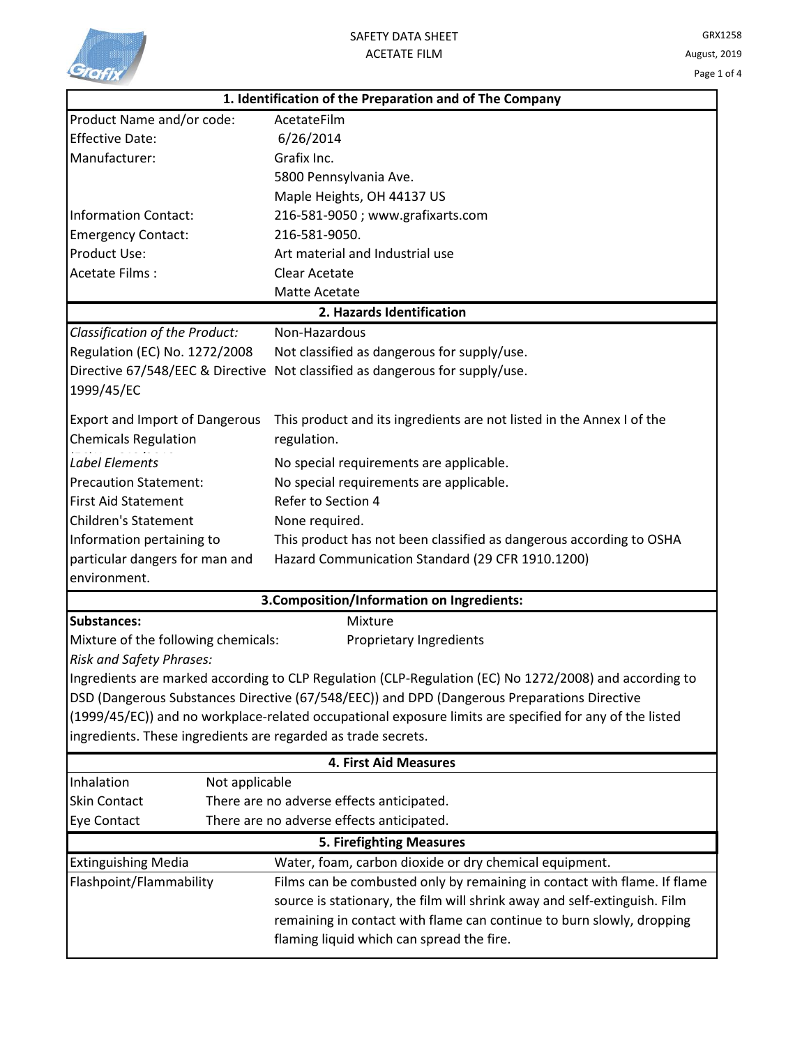SAFETY DATA SHEET
ACETATE FILM

GRX1258
August, 2019

## 1. Identification of the Preparation and of The Company

| | |
|---|---|
| Product Name and/or code: | AcetateFilm |
| Effective Date: | 6/26/2014 |
| Manufacturer: | Grafix Inc. |
| | 5800 Pennsylvania Ave. |
| | Maple Heights, OH 44137 US |
| Information Contact: | 216-581-9050 ; www.grafixarts.com |
| Emergency Contact: | 216-581-9050. |
| Product Use: | Art material and Industrial use |
| Acetate Films : | Clear Acetate |
| | Matte Acetate |

## 2. Hazards Identification

| | |
|---|---|
| *Classification of the Product:* | Non-Hazardous |
| Regulation (EC) No. 1272/2008 | Not classified as dangerous for supply/use. |
| Directive 67/548/EEC & Directive 1999/45/EC | Not classified as dangerous for supply/use. |
| Export and Import of Dangerous Chemicals Regulation | This product and its ingredients are not listed in the Annex I of the regulation. |
| *Label Elements* | No special requirements are applicable. |
| Precaution Statement: | No special requirements are applicable. |
| First Aid Statement | Refer to Section 4 |
| Children's Statement | None required. |
| Information pertaining to particular dangers for man and environment. | This product has not been classified as dangerous according to OSHA Hazard Communication Standard (29 CFR 1910.1200) |

## 3.Composition/Information on Ingredients:

| | |
|---|---|
| **Substances:** | Mixture |
| Mixture of the following chemicals: | Proprietary Ingredients |

*Risk and Safety Phrases:*

Ingredients are marked according to CLP Regulation (CLP-Regulation (EC) No 1272/2008) and according to DSD (Dangerous Substances Directive (67/548/EEC)) and DPD (Dangerous Preparations Directive (1999/45/EC)) and no workplace-related occupational exposure limits are specified for any of the listed ingredients. These ingredients are regarded as trade secrets.

## 4. First Aid Measures

| | |
|---|---|
| Inhalation | Not applicable |
| Skin Contact | There are no adverse effects anticipated. |
| Eye Contact | There are no adverse effects anticipated. |

## 5. Firefighting Measures

| | |
|---|---|
| Extinguishing Media | Water, foam, carbon dioxide or dry chemical equipment. |
| Flashpoint/Flammability | Films can be combusted only by remaining in contact with flame. If flame source is stationary, the film will shrink away and self-extinguish. Film remaining in contact with flame can continue to burn slowly, dropping flaming liquid which can spread the fire. |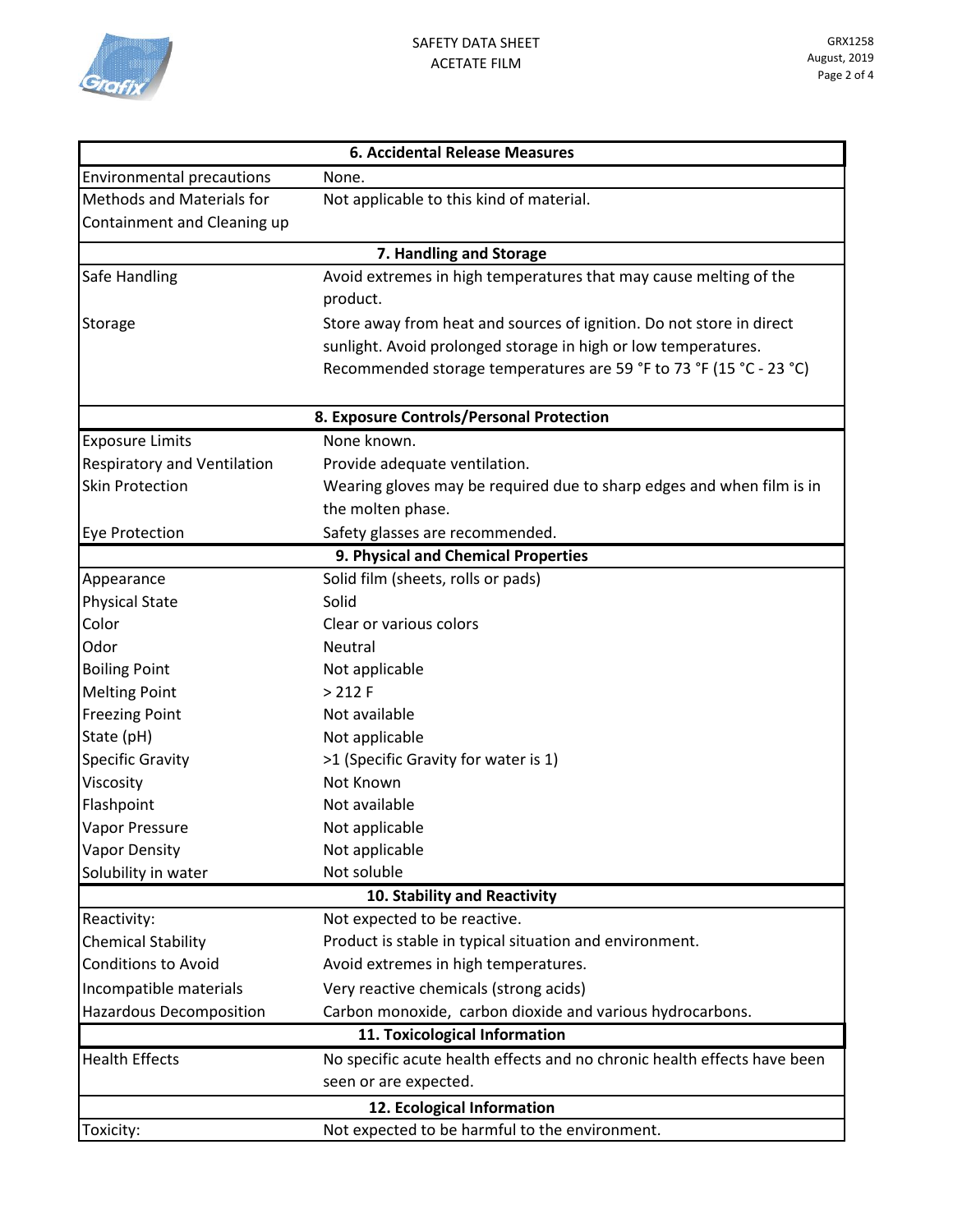| 6. Accidental Release Measures | |
|---|---|
| Environmental precautions | None. |
| Methods and Materials for Containment and Cleaning up | Not applicable to this kind of material. |

| 7. Handling and Storage | |
|---|---|
| Safe Handling | Avoid extremes in high temperatures that may cause melting of the product. |
| Storage | Store away from heat and sources of ignition. Do not store in direct sunlight. Avoid prolonged storage in high or low temperatures. Recommended storage temperatures are 59 °F to 73 °F (15 °C - 23 °C) |

| 8. Exposure Controls/Personal Protection | |
|---|---|
| Exposure Limits | None known. |
| Respiratory and Ventilation | Provide adequate ventilation. |
| Skin Protection | Wearing gloves may be required due to sharp edges and when film is in the molten phase. |
| Eye Protection | Safety glasses are recommended. |

| 9. Physical and Chemical Properties | |
|---|---|
| Appearance | Solid film (sheets, rolls or pads) |
| Physical State | Solid |
| Color | Clear or various colors |
| Odor | Neutral |
| Boiling Point | Not applicable |
| Melting Point | > 212 F |
| Freezing Point | Not available |
| State (pH) | Not applicable |
| Specific Gravity | >1 (Specific Gravity for water is 1) |
| Viscosity | Not Known |
| Flashpoint | Not available |
| Vapor Pressure | Not applicable |
| Vapor Density | Not applicable |
| Solubility in water | Not soluble |

| 10. Stability and Reactivity | |
|---|---|
| Reactivity: | Not expected to be reactive. |
| Chemical Stability | Product is stable in typical situation and environment. |
| Conditions to Avoid | Avoid extremes in high temperatures. |
| Incompatible materials | Very reactive chemicals (strong acids) |
| Hazardous Decomposition | Carbon monoxide, carbon dioxide and various hydrocarbons. |

| 11. Toxicological Information | |
|---|---|
| Health Effects | No specific acute health effects and no chronic health effects have been seen or are expected. |

| 12. Ecological Information | |
|---|---|
| Toxicity: | Not expected to be harmful to the environment. |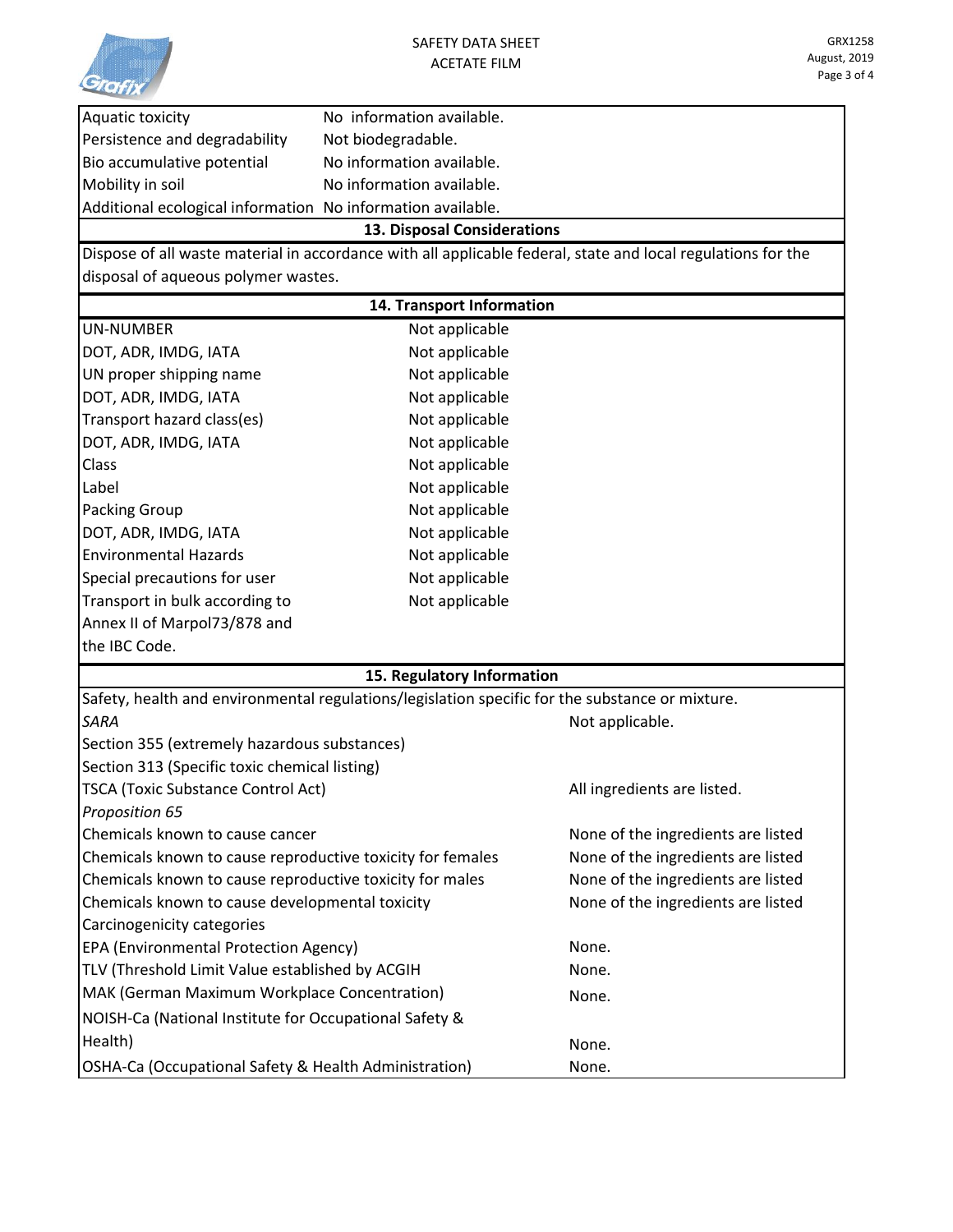| | |
|---|---|
| Aquatic toxicity | No information available. |
| Persistence and degradability | Not biodegradable. |
| Bio accumulative potential | No information available. |
| Mobility in soil | No information available. |
| Additional ecological information | No information available. |

## 13. Disposal Considerations

Dispose of all waste material in accordance with all applicable federal, state and local regulations for the disposal of aqueous polymer wastes.

## 14. Transport Information

| | |
|---|---|
| UN-NUMBER | Not applicable |
| DOT, ADR, IMDG, IATA | Not applicable |
| UN proper shipping name | Not applicable |
| DOT, ADR, IMDG, IATA | Not applicable |
| Transport hazard class(es) | Not applicable |
| DOT, ADR, IMDG, IATA | Not applicable |
| Class | Not applicable |
| Label | Not applicable |
| Packing Group | Not applicable |
| DOT, ADR, IMDG, IATA | Not applicable |
| Environmental Hazards | Not applicable |
| Special precautions for user | Not applicable |
| Transport in bulk according to Annex II of Marpol73/878 and the IBC Code. | Not applicable |

## 15. Regulatory Information

Safety, health and environmental regulations/legislation specific for the substance or mixture.

| | |
|---|---|
| *SARA* | Not applicable. |
| Section 355 (extremely hazardous substances) | |
| Section 313 (Specific toxic chemical listing) | |
| TSCA (Toxic Substance Control Act) | All ingredients are listed. |
| *Proposition 65* | |
| Chemicals known to cause cancer | None of the ingredients are listed |
| Chemicals known to cause reproductive toxicity for females | None of the ingredients are listed |
| Chemicals known to cause reproductive toxicity for males | None of the ingredients are listed |
| Chemicals known to cause developmental toxicity | None of the ingredients are listed |
| Carcinogenicity categories | |
| EPA (Environmental Protection Agency) | None. |
| TLV (Threshold Limit Value established by ACGIH | None. |
| MAK (German Maximum Workplace Concentration) | None. |
| NOISH-Ca (National Institute for Occupational Safety & Health) | None. |
| OSHA-Ca (Occupational Safety & Health Administration) | None. |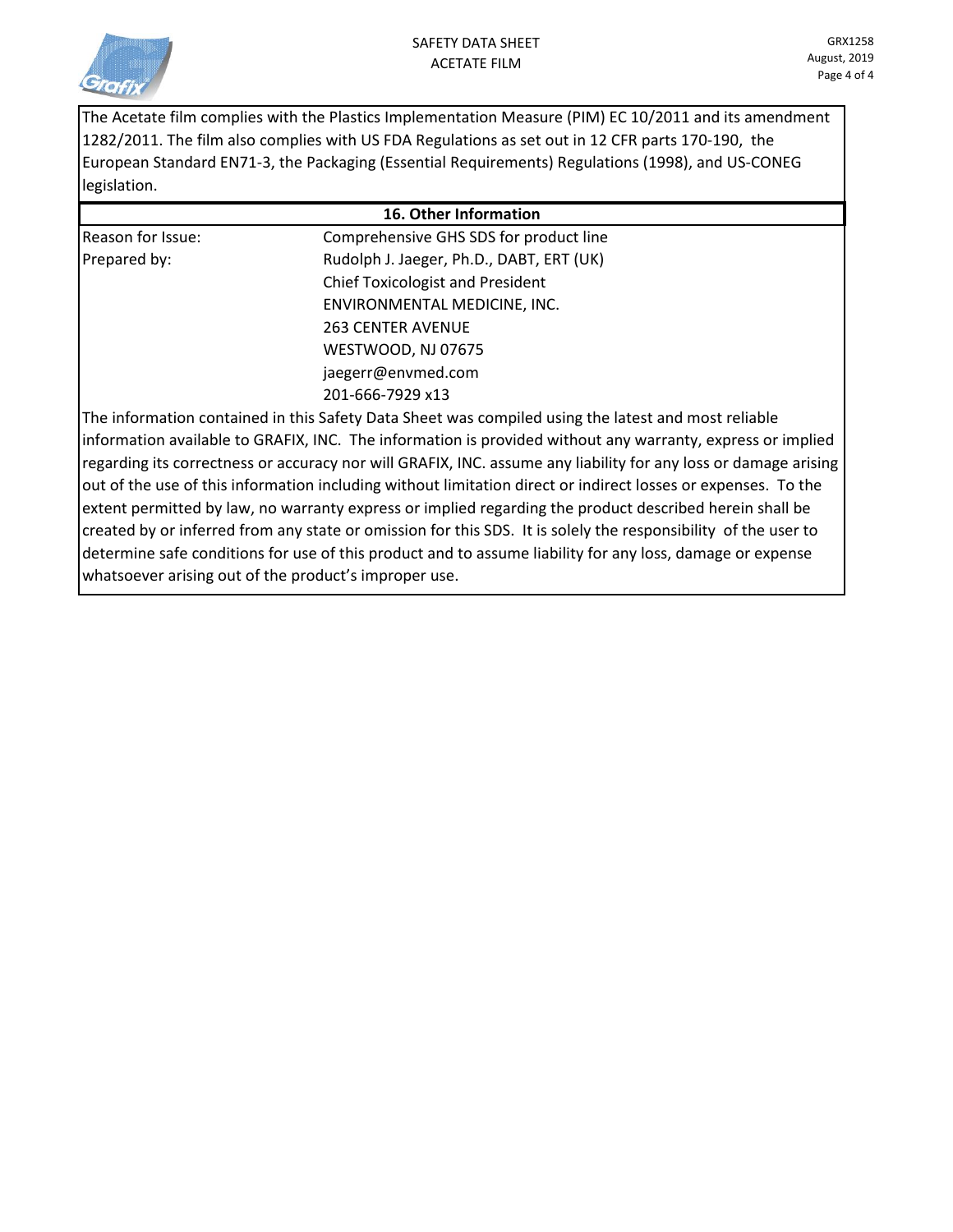The Acetate film complies with the Plastics Implementation Measure (PIM) EC 10/2011 and its amendment 1282/2011. The film also complies with US FDA Regulations as set out in 12 CFR parts 170-190, the European Standard EN71-3, the Packaging (Essential Requirements) Regulations (1998), and US-CONEG legislation.

## 16. Other Information

| | |
|---|---|
| Reason for Issue: | Comprehensive GHS SDS for product line |
| Prepared by: | Rudolph J. Jaeger, Ph.D., DABT, ERT (UK)<br>Chief Toxicologist and President<br>ENVIRONMENTAL MEDICINE, INC.<br>263 CENTER AVENUE<br>WESTWOOD, NJ 07675<br>jaegerr@envmed.com<br>201-666-7929 x13 |

The information contained in this Safety Data Sheet was compiled using the latest and most reliable information available to GRAFIX, INC. The information is provided without any warranty, express or implied regarding its correctness or accuracy nor will GRAFIX, INC. assume any liability for any loss or damage arising out of the use of this information including without limitation direct or indirect losses or expenses. To the extent permitted by law, no warranty express or implied regarding the product described herein shall be created by or inferred from any state or omission for this SDS. It is solely the responsibility of the user to determine safe conditions for use of this product and to assume liability for any loss, damage or expense whatsoever arising out of the product's improper use.